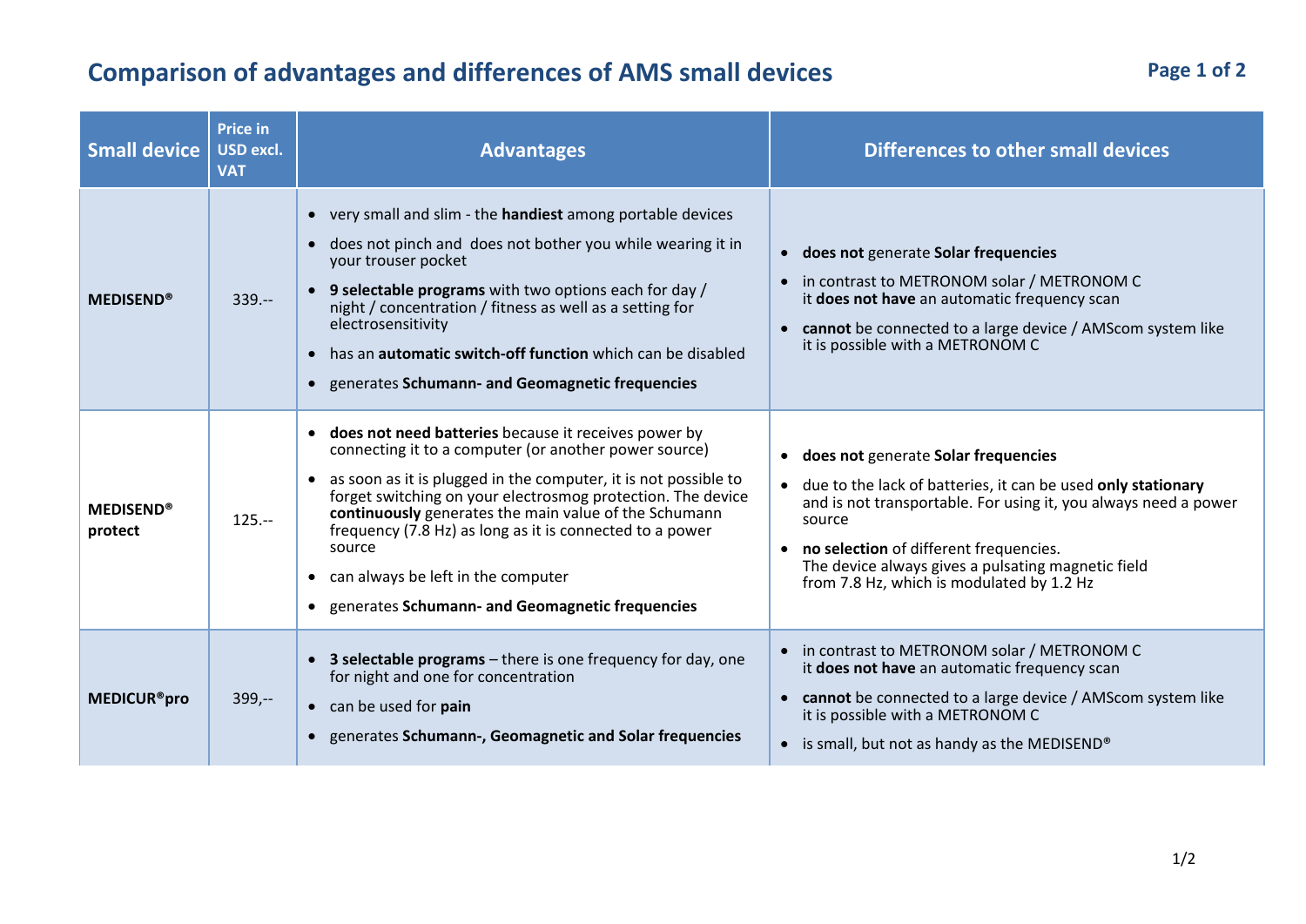# Comparison of advantages and differences of AMS small devices

| Small device | Price in USD excl. VAT | Advantages | Differences to other small devices |
|---|---|---|---|
| **MEDISEND®** | 339.-- | • very small and slim - the **handiest** among portable devices<br>• does not pinch and does not bother you while wearing it in your trouser pocket<br>• **9 selectable programs** with two options each for day / night / concentration / fitness as well as a setting for electrosensitivity<br>• has an **automatic switch-off function** which can be disabled<br>• generates **Schumann- and Geomagnetic frequencies** | • **does not** generate **Solar frequencies**<br>• in contrast to METRONOM solar / METRONOM C it **does not have** an automatic frequency scan<br>• **cannot** be connected to a large device / AMScom system like it is possible with a METRONOM C |
| **MEDISEND® protect** | 125.-- | • **does not need batteries** because it receives power by connecting it to a computer (or another power source)<br>• as soon as it is plugged in the computer, it is not possible to forget switching on your electrosmog protection. The device **continuously** generates the main value of the Schumann frequency (7.8 Hz) as long as it is connected to a power source<br>• can always be left in the computer<br>• generates **Schumann- and Geomagnetic frequencies** | • **does not** generate **Solar frequencies**<br>• due to the lack of batteries, it can be used **only stationary** and is not transportable. For using it, you always need a power source<br>• **no selection** of different frequencies. The device always gives a pulsating magnetic field from 7.8 Hz, which is modulated by 1.2 Hz |
| **MEDICUR®pro** | 399,-- | • **3 selectable programs** – there is one frequency for day, one for night and one for concentration<br>• can be used for **pain**<br>• generates **Schumann-, Geomagnetic and Solar frequencies** | • in contrast to METRONOM solar / METRONOM C it **does not have** an automatic frequency scan<br>• **cannot** be connected to a large device / AMScom system like it is possible with a METRONOM C<br>• is small, but not as handy as the MEDISEND® |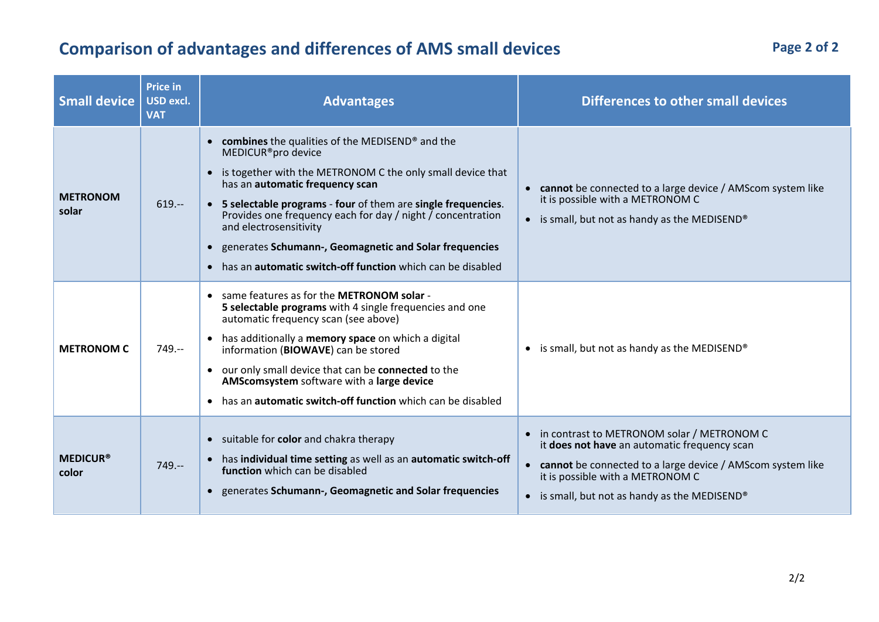## Comparison of advantages and differences of AMS small devices

| Small device | Price in USD excl. VAT | Advantages | Differences to other small devices |
|---|---|---|---|
| **METRONOM solar** | 619.-- | • **combines** the qualities of the MEDISEND® and the MEDICUR®pro device<br>• is together with the METRONOM C the only small device that has an **automatic frequency scan**<br>• **5 selectable programs** - **four** of them are **single frequencies**. Provides one frequency each for day / night / concentration and electrosensitivity<br>• generates **Schumann-, Geomagnetic and Solar frequencies**<br>• has an **automatic switch-off function** which can be disabled | • **cannot** be connected to a large device / AMScom system like it is possible with a METRONOM C<br>• is small, but not as handy as the MEDISEND® |
| **METRONOM C** | 749.-- | • same features as for the **METRONOM solar** - **5 selectable programs** with 4 single frequencies and one automatic frequency scan (see above)<br>• has additionally a **memory space** on which a digital information (**BIOWAVE**) can be stored<br>• our only small device that can be **connected** to the **AMScomsystem** software with a **large device**<br>• has an **automatic switch-off function** which can be disabled | • is small, but not as handy as the MEDISEND® |
| **MEDICUR® color** | 749.-- | • suitable for **color** and chakra therapy<br>• has **individual time setting** as well as an **automatic switch-off function** which can be disabled<br>• generates **Schumann-, Geomagnetic and Solar frequencies** | • in contrast to METRONOM solar / METRONOM C it **does not have** an automatic frequency scan<br>• **cannot** be connected to a large device / AMScom system like it is possible with a METRONOM C<br>• is small, but not as handy as the MEDISEND® |